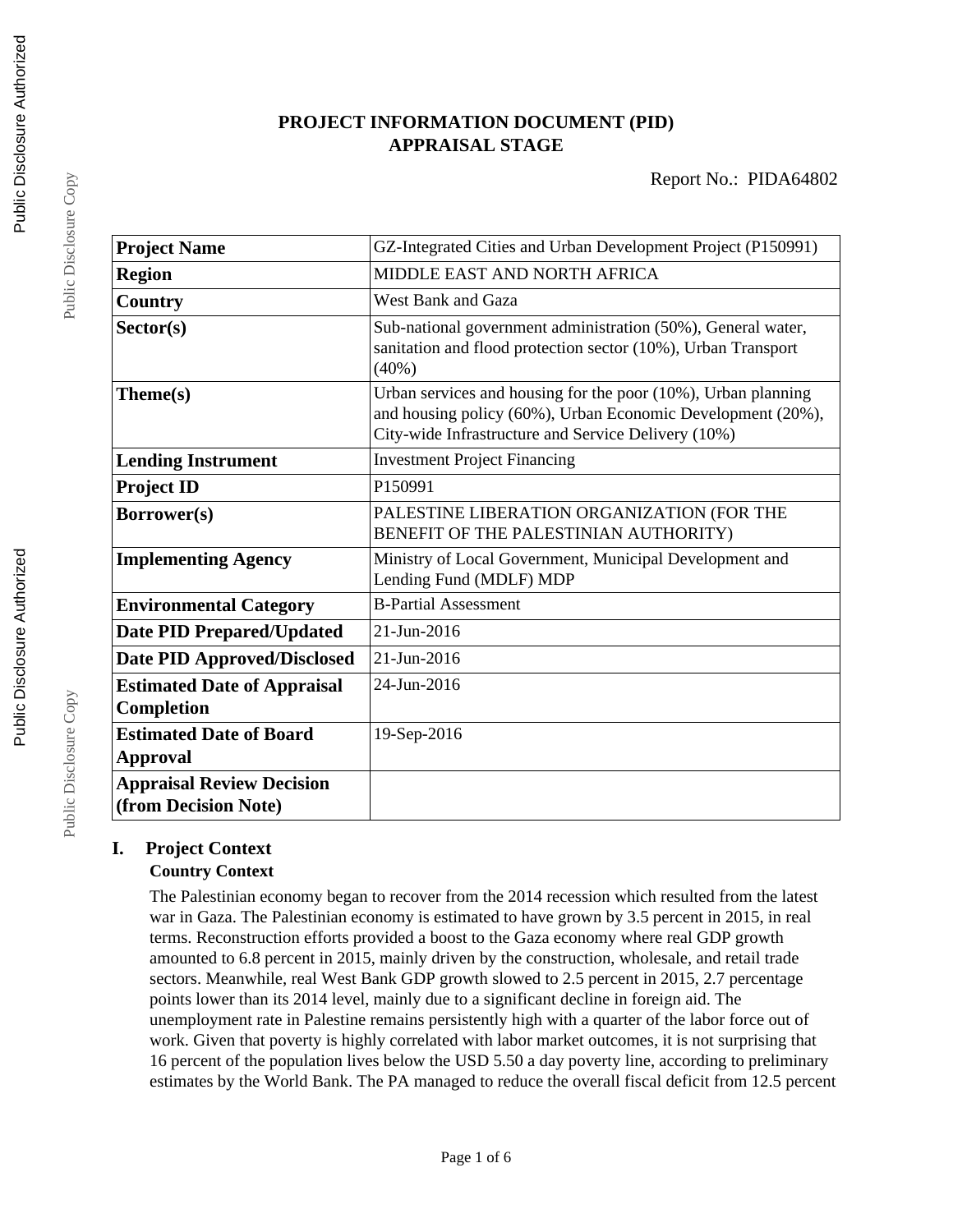# PROJECT INFORMATION DOCUMENT (PID)
# APPRAISAL STAGE

Report No.: PIDA64802

| | |
|---|---|
| **Project Name** | GZ-Integrated Cities and Urban Development Project (P150991) |
| **Region** | MIDDLE EAST AND NORTH AFRICA |
| **Country** | West Bank and Gaza |
| **Sector(s)** | Sub-national government administration (50%), General water, sanitation and flood protection sector (10%), Urban Transport (40%) |
| **Theme(s)** | Urban services and housing for the poor (10%), Urban planning and housing policy (60%), Urban Economic Development (20%), City-wide Infrastructure and Service Delivery (10%) |
| **Lending Instrument** | Investment Project Financing |
| **Project ID** | P150991 |
| **Borrower(s)** | PALESTINE LIBERATION ORGANIZATION (FOR THE BENEFIT OF THE PALESTINIAN AUTHORITY) |
| **Implementing Agency** | Ministry of Local Government, Municipal Development and Lending Fund (MDLF) MDP |
| **Environmental Category** | B-Partial Assessment |
| **Date PID Prepared/Updated** | 21-Jun-2016 |
| **Date PID Approved/Disclosed** | 21-Jun-2016 |
| **Estimated Date of Appraisal Completion** | 24-Jun-2016 |
| **Estimated Date of Board Approval** | 19-Sep-2016 |
| **Appraisal Review Decision (from Decision Note)** | |

## I. Project Context

### Country Context

The Palestinian economy began to recover from the 2014 recession which resulted from the latest war in Gaza. The Palestinian economy is estimated to have grown by 3.5 percent in 2015, in real terms. Reconstruction efforts provided a boost to the Gaza economy where real GDP growth amounted to 6.8 percent in 2015, mainly driven by the construction, wholesale, and retail trade sectors. Meanwhile, real West Bank GDP growth slowed to 2.5 percent in 2015, 2.7 percentage points lower than its 2014 level, mainly due to a significant decline in foreign aid. The unemployment rate in Palestine remains persistently high with a quarter of the labor force out of work. Given that poverty is highly correlated with labor market outcomes, it is not surprising that 16 percent of the population lives below the USD 5.50 a day poverty line, according to preliminary estimates by the World Bank. The PA managed to reduce the overall fiscal deficit from 12.5 percent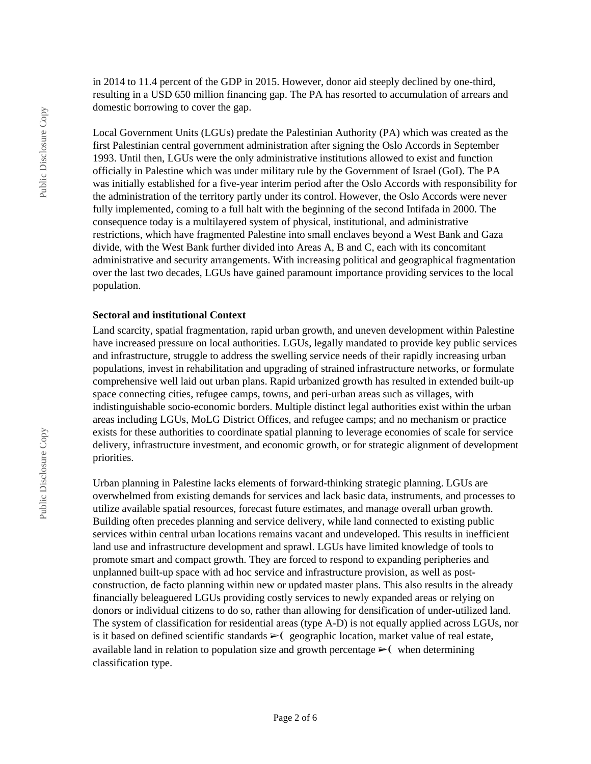in 2014 to 11.4 percent of the GDP in 2015. However, donor aid steeply declined by one-third, resulting in a USD 650 million financing gap. The PA has resorted to accumulation of arrears and domestic borrowing to cover the gap.

Local Government Units (LGUs) predate the Palestinian Authority (PA) which was created as the first Palestinian central government administration after signing the Oslo Accords in September 1993. Until then, LGUs were the only administrative institutions allowed to exist and function officially in Palestine which was under military rule by the Government of Israel (GoI). The PA was initially established for a five-year interim period after the Oslo Accords with responsibility for the administration of the territory partly under its control. However, the Oslo Accords were never fully implemented, coming to a full halt with the beginning of the second Intifada in 2000. The consequence today is a multilayered system of physical, institutional, and administrative restrictions, which have fragmented Palestine into small enclaves beyond a West Bank and Gaza divide, with the West Bank further divided into Areas A, B and C, each with its concomitant administrative and security arrangements. With increasing political and geographical fragmentation over the last two decades, LGUs have gained paramount importance providing services to the local population.

**Sectoral and institutional Context**

Land scarcity, spatial fragmentation, rapid urban growth, and uneven development within Palestine have increased pressure on local authorities. LGUs, legally mandated to provide key public services and infrastructure, struggle to address the swelling service needs of their rapidly increasing urban populations, invest in rehabilitation and upgrading of strained infrastructure networks, or formulate comprehensive well laid out urban plans. Rapid urbanized growth has resulted in extended built-up space connecting cities, refugee camps, towns, and peri-urban areas such as villages, with indistinguishable socio-economic borders. Multiple distinct legal authorities exist within the urban areas including LGUs, MoLG District Offices, and refugee camps; and no mechanism or practice exists for these authorities to coordinate spatial planning to leverage economies of scale for service delivery, infrastructure investment, and economic growth, or for strategic alignment of development priorities.

Urban planning in Palestine lacks elements of forward-thinking strategic planning. LGUs are overwhelmed from existing demands for services and lack basic data, instruments, and processes to utilize available spatial resources, forecast future estimates, and manage overall urban growth. Building often precedes planning and service delivery, while land connected to existing public services within central urban locations remains vacant and undeveloped. This results in inefficient land use and infrastructure development and sprawl. LGUs have limited knowledge of tools to promote smart and compact growth. They are forced to respond to expanding peripheries and unplanned built-up space with ad hoc service and infrastructure provision, as well as post-construction, de facto planning within new or updated master plans. This also results in the already financially beleaguered LGUs providing costly services to newly expanded areas or relying on donors or individual citizens to do so, rather than allowing for densification of under-utilized land. The system of classification for residential areas (type A-D) is not equally applied across LGUs, nor is it based on defined scientific standards ➢( geographic location, market value of real estate, available land in relation to population size and growth percentage ➢( when determining classification type.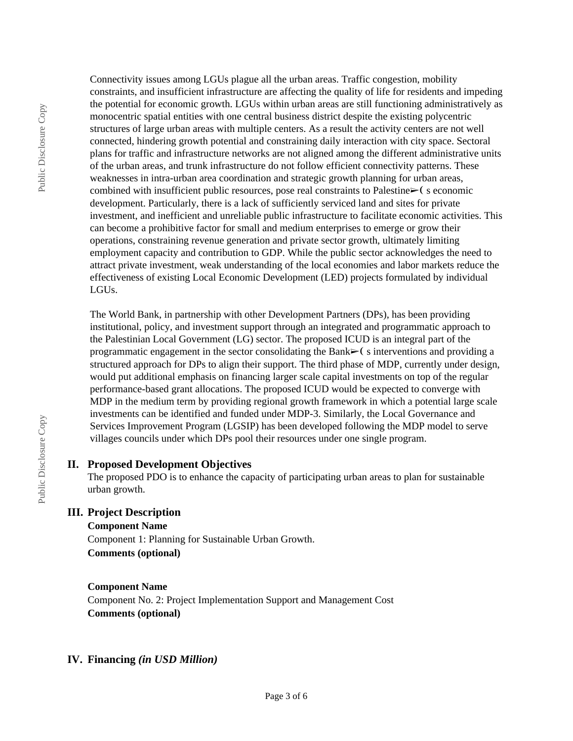Connectivity issues among LGUs plague all the urban areas. Traffic congestion, mobility constraints, and insufficient infrastructure are affecting the quality of life for residents and impeding the potential for economic growth. LGUs within urban areas are still functioning administratively as monocentric spatial entities with one central business district despite the existing polycentric structures of large urban areas with multiple centers. As a result the activity centers are not well connected, hindering growth potential and constraining daily interaction with city space. Sectoral plans for traffic and infrastructure networks are not aligned among the different administrative units of the urban areas, and trunk infrastructure do not follow efficient connectivity patterns. These weaknesses in intra-urban area coordination and strategic growth planning for urban areas, combined with insufficient public resources, pose real constraints to Palestine➢( s economic development. Particularly, there is a lack of sufficiently serviced land and sites for private investment, and inefficient and unreliable public infrastructure to facilitate economic activities. This can become a prohibitive factor for small and medium enterprises to emerge or grow their operations, constraining revenue generation and private sector growth, ultimately limiting employment capacity and contribution to GDP. While the public sector acknowledges the need to attract private investment, weak understanding of the local economies and labor markets reduce the effectiveness of existing Local Economic Development (LED) projects formulated by individual LGUs.

The World Bank, in partnership with other Development Partners (DPs), has been providing institutional, policy, and investment support through an integrated and programmatic approach to the Palestinian Local Government (LG) sector. The proposed ICUD is an integral part of the programmatic engagement in the sector consolidating the Bank➢( s interventions and providing a structured approach for DPs to align their support. The third phase of MDP, currently under design, would put additional emphasis on financing larger scale capital investments on top of the regular performance-based grant allocations. The proposed ICUD would be expected to converge with MDP in the medium term by providing regional growth framework in which a potential large scale investments can be identified and funded under MDP-3. Similarly, the Local Governance and Services Improvement Program (LGSIP) has been developed following the MDP model to serve villages councils under which DPs pool their resources under one single program.

## II. Proposed Development Objectives

The proposed PDO is to enhance the capacity of participating urban areas to plan for sustainable urban growth.

## III. Project Description

**Component Name**

Component 1: Planning for Sustainable Urban Growth.

**Comments (optional)**

**Component Name**

Component No. 2: Project Implementation Support and Management Cost

**Comments (optional)**

## IV. Financing *(in USD Million)*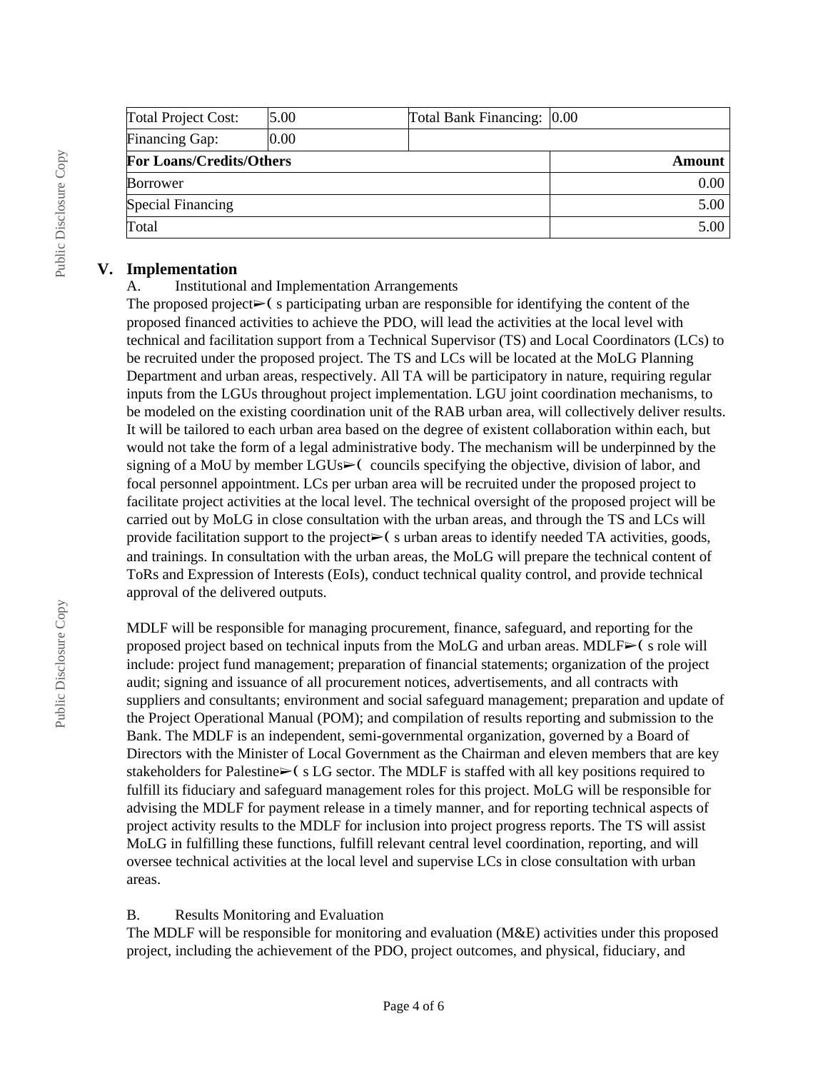| Total Project Cost: | 5.00 | Total Bank Financing: | 0.00 |
|---|---|---|---|
| Financing Gap: | 0.00 | | |
| **For Loans/Credits/Others** | | | **Amount** |
| Borrower | | | 0.00 |
| Special Financing | | | 5.00 |
| Total | | | 5.00 |

## V. Implementation

A. Institutional and Implementation Arrangements

The proposed project➢( s participating urban are responsible for identifying the content of the proposed financed activities to achieve the PDO, will lead the activities at the local level with technical and facilitation support from a Technical Supervisor (TS) and Local Coordinators (LCs) to be recruited under the proposed project. The TS and LCs will be located at the MoLG Planning Department and urban areas, respectively. All TA will be participatory in nature, requiring regular inputs from the LGUs throughout project implementation. LGU joint coordination mechanisms, to be modeled on the existing coordination unit of the RAB urban area, will collectively deliver results. It will be tailored to each urban area based on the degree of existent collaboration within each, but would not take the form of a legal administrative body. The mechanism will be underpinned by the signing of a MoU by member LGUs➢( councils specifying the objective, division of labor, and focal personnel appointment. LCs per urban area will be recruited under the proposed project to facilitate project activities at the local level. The technical oversight of the proposed project will be carried out by MoLG in close consultation with the urban areas, and through the TS and LCs will provide facilitation support to the project➢( s urban areas to identify needed TA activities, goods, and trainings. In consultation with the urban areas, the MoLG will prepare the technical content of ToRs and Expression of Interests (EoIs), conduct technical quality control, and provide technical approval of the delivered outputs.

MDLF will be responsible for managing procurement, finance, safeguard, and reporting for the proposed project based on technical inputs from the MoLG and urban areas. MDLF➢( s role will include: project fund management; preparation of financial statements; organization of the project audit; signing and issuance of all procurement notices, advertisements, and all contracts with suppliers and consultants; environment and social safeguard management; preparation and update of the Project Operational Manual (POM); and compilation of results reporting and submission to the Bank. The MDLF is an independent, semi-governmental organization, governed by a Board of Directors with the Minister of Local Government as the Chairman and eleven members that are key stakeholders for Palestine➢( s LG sector. The MDLF is staffed with all key positions required to fulfill its fiduciary and safeguard management roles for this project. MoLG will be responsible for advising the MDLF for payment release in a timely manner, and for reporting technical aspects of project activity results to the MDLF for inclusion into project progress reports. The TS will assist MoLG in fulfilling these functions, fulfill relevant central level coordination, reporting, and will oversee technical activities at the local level and supervise LCs in close consultation with urban areas.

B. Results Monitoring and Evaluation

The MDLF will be responsible for monitoring and evaluation (M&E) activities under this proposed project, including the achievement of the PDO, project outcomes, and physical, fiduciary, and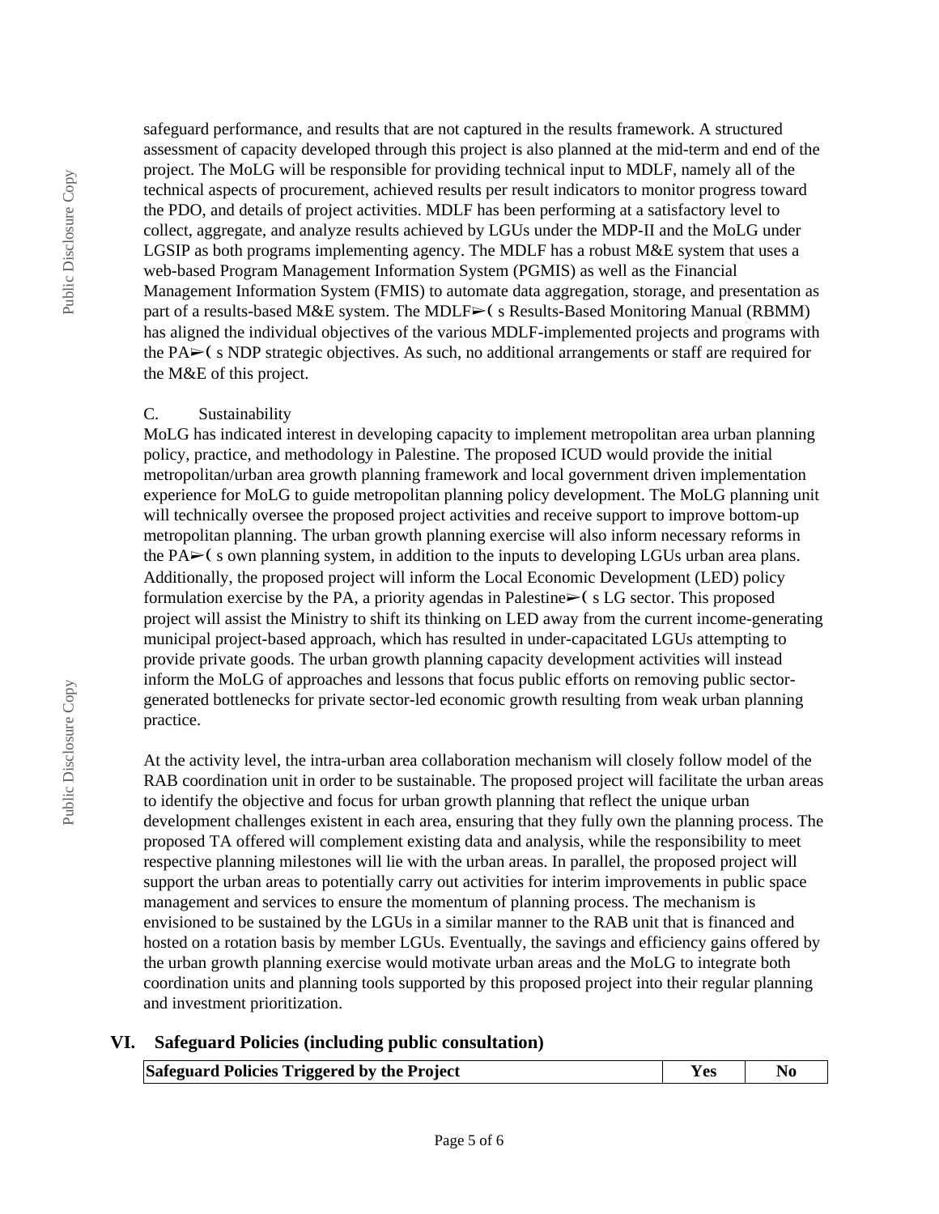safeguard performance, and results that are not captured in the results framework. A structured assessment of capacity developed through this project is also planned at the mid-term and end of the project. The MoLG will be responsible for providing technical input to MDLF, namely all of the technical aspects of procurement, achieved results per result indicators to monitor progress toward the PDO, and details of project activities. MDLF has been performing at a satisfactory level to collect, aggregate, and analyze results achieved by LGUs under the MDP-II and the MoLG under LGSIP as both programs implementing agency. The MDLF has a robust M&E system that uses a web-based Program Management Information System (PGMIS) as well as the Financial Management Information System (FMIS) to automate data aggregation, storage, and presentation as part of a results-based M&E system. The MDLF➢( s Results-Based Monitoring Manual (RBMM) has aligned the individual objectives of the various MDLF-implemented projects and programs with the PA➢( s NDP strategic objectives. As such, no additional arrangements or staff are required for the M&E of this project.

C. Sustainability

MoLG has indicated interest in developing capacity to implement metropolitan area urban planning policy, practice, and methodology in Palestine. The proposed ICUD would provide the initial metropolitan/urban area growth planning framework and local government driven implementation experience for MoLG to guide metropolitan planning policy development. The MoLG planning unit will technically oversee the proposed project activities and receive support to improve bottom-up metropolitan planning. The urban growth planning exercise will also inform necessary reforms in the PA➢( s own planning system, in addition to the inputs to developing LGUs urban area plans. Additionally, the proposed project will inform the Local Economic Development (LED) policy formulation exercise by the PA, a priority agendas in Palestine➢( s LG sector. This proposed project will assist the Ministry to shift its thinking on LED away from the current income-generating municipal project-based approach, which has resulted in under-capacitated LGUs attempting to provide private goods. The urban growth planning capacity development activities will instead inform the MoLG of approaches and lessons that focus public efforts on removing public sector-generated bottlenecks for private sector-led economic growth resulting from weak urban planning practice.

At the activity level, the intra-urban area collaboration mechanism will closely follow model of the RAB coordination unit in order to be sustainable. The proposed project will facilitate the urban areas to identify the objective and focus for urban growth planning that reflect the unique urban development challenges existent in each area, ensuring that they fully own the planning process. The proposed TA offered will complement existing data and analysis, while the responsibility to meet respective planning milestones will lie with the urban areas. In parallel, the proposed project will support the urban areas to potentially carry out activities for interim improvements in public space management and services to ensure the momentum of planning process. The mechanism is envisioned to be sustained by the LGUs in a similar manner to the RAB unit that is financed and hosted on a rotation basis by member LGUs. Eventually, the savings and efficiency gains offered by the urban growth planning exercise would motivate urban areas and the MoLG to integrate both coordination units and planning tools supported by this proposed project into their regular planning and investment prioritization.

## VI. Safeguard Policies (including public consultation)

| Safeguard Policies Triggered by the Project | Yes | No |
| --- | --- | --- |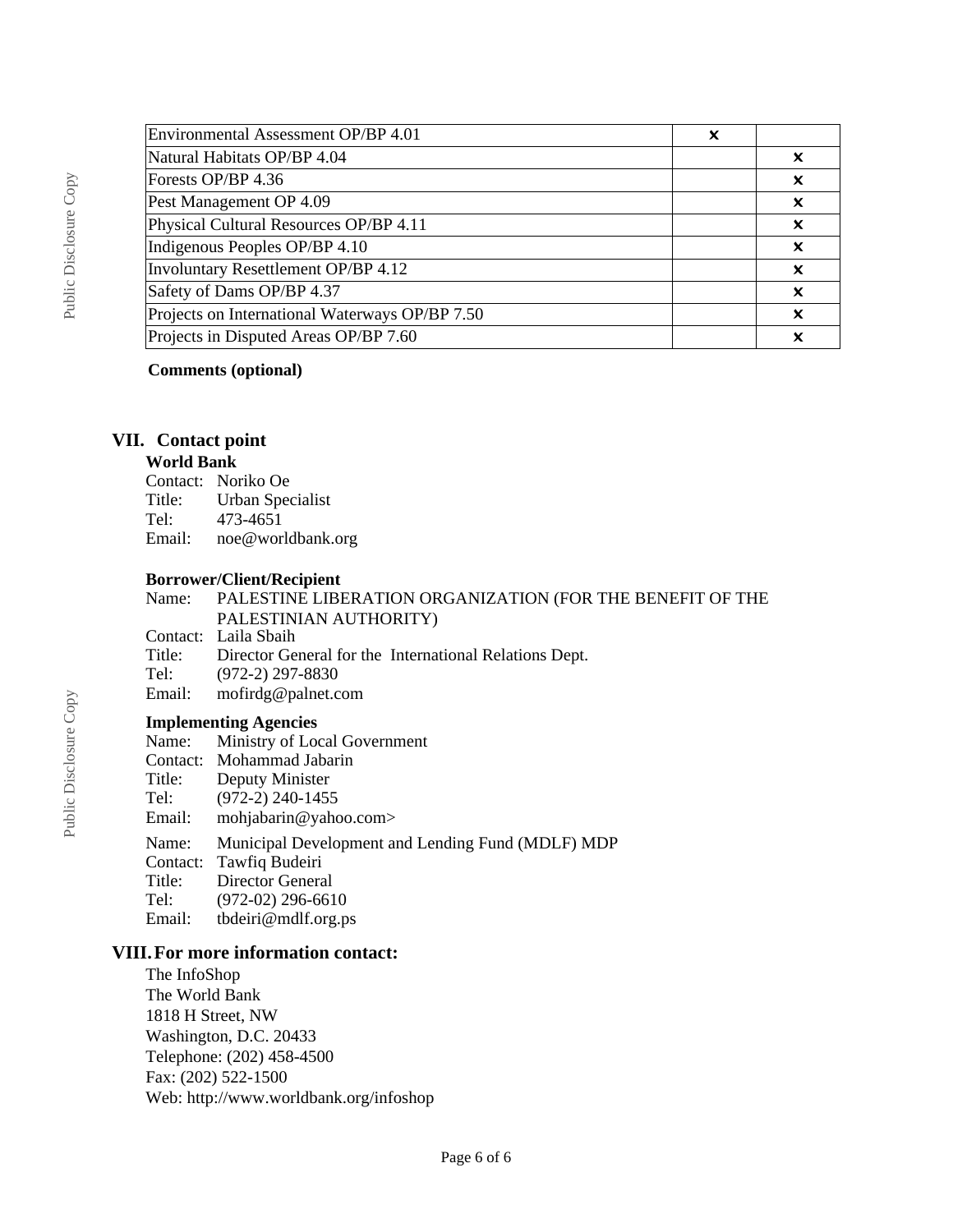| | | |
|---|---|---|
| Environmental Assessment OP/BP 4.01 | x | |
| Natural Habitats OP/BP 4.04 | | x |
| Forests OP/BP 4.36 | | x |
| Pest Management OP 4.09 | | x |
| Physical Cultural Resources OP/BP 4.11 | | x |
| Indigenous Peoples OP/BP 4.10 | | x |
| Involuntary Resettlement OP/BP 4.12 | | x |
| Safety of Dams OP/BP 4.37 | | x |
| Projects on International Waterways OP/BP 7.50 | | x |
| Projects in Disputed Areas OP/BP 7.60 | | x |

**Comments (optional)**

## VII. Contact point

**World Bank**

Contact: Noriko Oe
Title: Urban Specialist
Tel: 473-4651
Email: noe@worldbank.org

**Borrower/Client/Recipient**

Name: PALESTINE LIBERATION ORGANIZATION (FOR THE BENEFIT OF THE PALESTINIAN AUTHORITY)
Contact: Laila Sbaih
Title: Director General for the International Relations Dept.
Tel: (972-2) 297-8830
Email: mofirdg@palnet.com

**Implementing Agencies**

Name: Ministry of Local Government
Contact: Mohammad Jabarin
Title: Deputy Minister
Tel: (972-2) 240-1455
Email: mohjabarin@yahoo.com>

Name: Municipal Development and Lending Fund (MDLF) MDP
Contact: Tawfiq Budeiri
Title: Director General
Tel: (972-02) 296-6610
Email: tbdeiri@mdlf.org.ps

## VIII. For more information contact:

The InfoShop
The World Bank
1818 H Street, NW
Washington, D.C. 20433
Telephone: (202) 458-4500
Fax: (202) 522-1500
Web: http://www.worldbank.org/infoshop